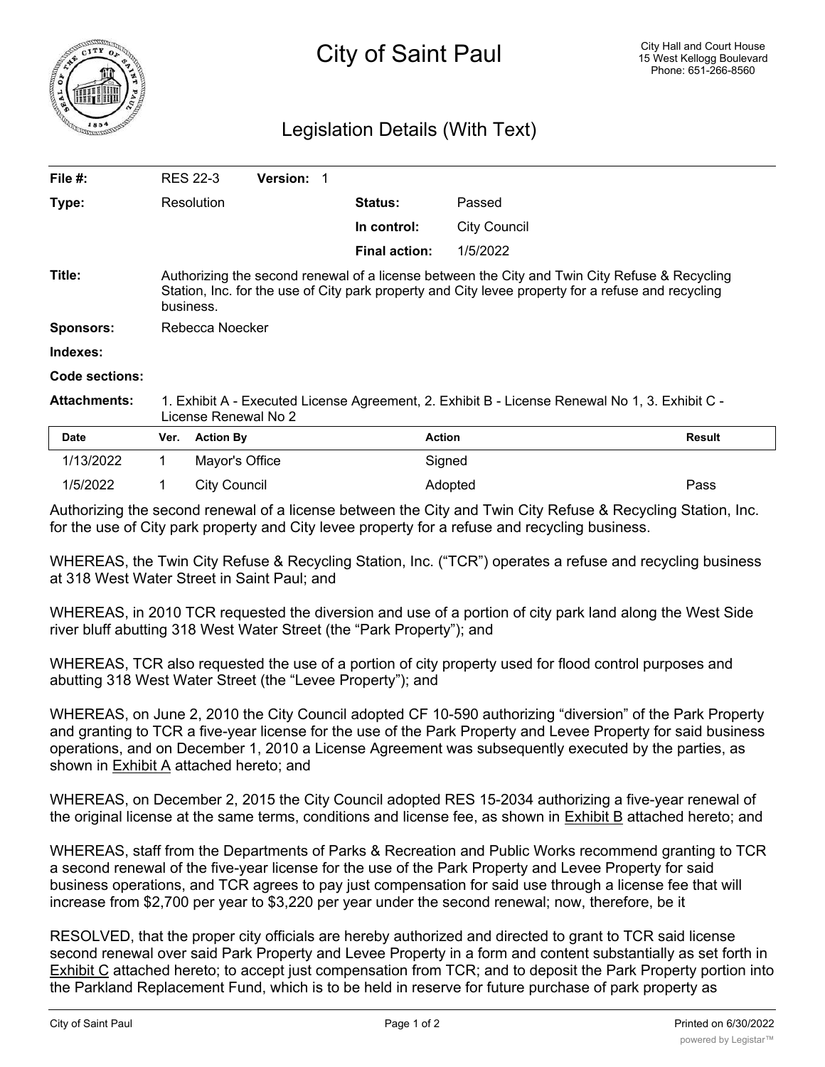# City of Saint Paul

City Hall and Court House
15 West Kellogg Boulevard
Phone: 651-266-8560

## Legislation Details (With Text)

| | | | |
|---|---|---|---|
| **File #:** | RES 22-3 **Version:** 1 | | |
| **Type:** | Resolution | **Status:** | Passed |
| | | **In control:** | City Council |
| | | **Final action:** | 1/5/2022 |

**Title:** Authorizing the second renewal of a license between the City and Twin City Refuse & Recycling Station, Inc. for the use of City park property and City levee property for a refuse and recycling business.

**Sponsors:** Rebecca Noecker

**Indexes:**

**Code sections:**

**Attachments:** 1. Exhibit A - Executed License Agreement, 2. Exhibit B - License Renewal No 1, 3. Exhibit C - License Renewal No 2

| Date | Ver. | Action By | Action | Result |
|---|---|---|---|---|
| 1/13/2022 | 1 | Mayor's Office | Signed | |
| 1/5/2022 | 1 | City Council | Adopted | Pass |

Authorizing the second renewal of a license between the City and Twin City Refuse & Recycling Station, Inc. for the use of City park property and City levee property for a refuse and recycling business.

WHEREAS, the Twin City Refuse & Recycling Station, Inc. ("TCR") operates a refuse and recycling business at 318 West Water Street in Saint Paul; and

WHEREAS, in 2010 TCR requested the diversion and use of a portion of city park land along the West Side river bluff abutting 318 West Water Street (the "Park Property"); and

WHEREAS, TCR also requested the use of a portion of city property used for flood control purposes and abutting 318 West Water Street (the "Levee Property"); and

WHEREAS, on June 2, 2010 the City Council adopted CF 10-590 authorizing "diversion" of the Park Property and granting to TCR a five-year license for the use of the Park Property and Levee Property for said business operations, and on December 1, 2010 a License Agreement was subsequently executed by the parties, as shown in Exhibit A attached hereto; and

WHEREAS, on December 2, 2015 the City Council adopted RES 15-2034 authorizing a five-year renewal of the original license at the same terms, conditions and license fee, as shown in Exhibit B attached hereto; and

WHEREAS, staff from the Departments of Parks & Recreation and Public Works recommend granting to TCR a second renewal of the five-year license for the use of the Park Property and Levee Property for said business operations, and TCR agrees to pay just compensation for said use through a license fee that will increase from $2,700 per year to $3,220 per year under the second renewal; now, therefore, be it

RESOLVED, that the proper city officials are hereby authorized and directed to grant to TCR said license second renewal over said Park Property and Levee Property in a form and content substantially as set forth in Exhibit C attached hereto; to accept just compensation from TCR; and to deposit the Park Property portion into the Parkland Replacement Fund, which is to be held in reserve for future purchase of park property as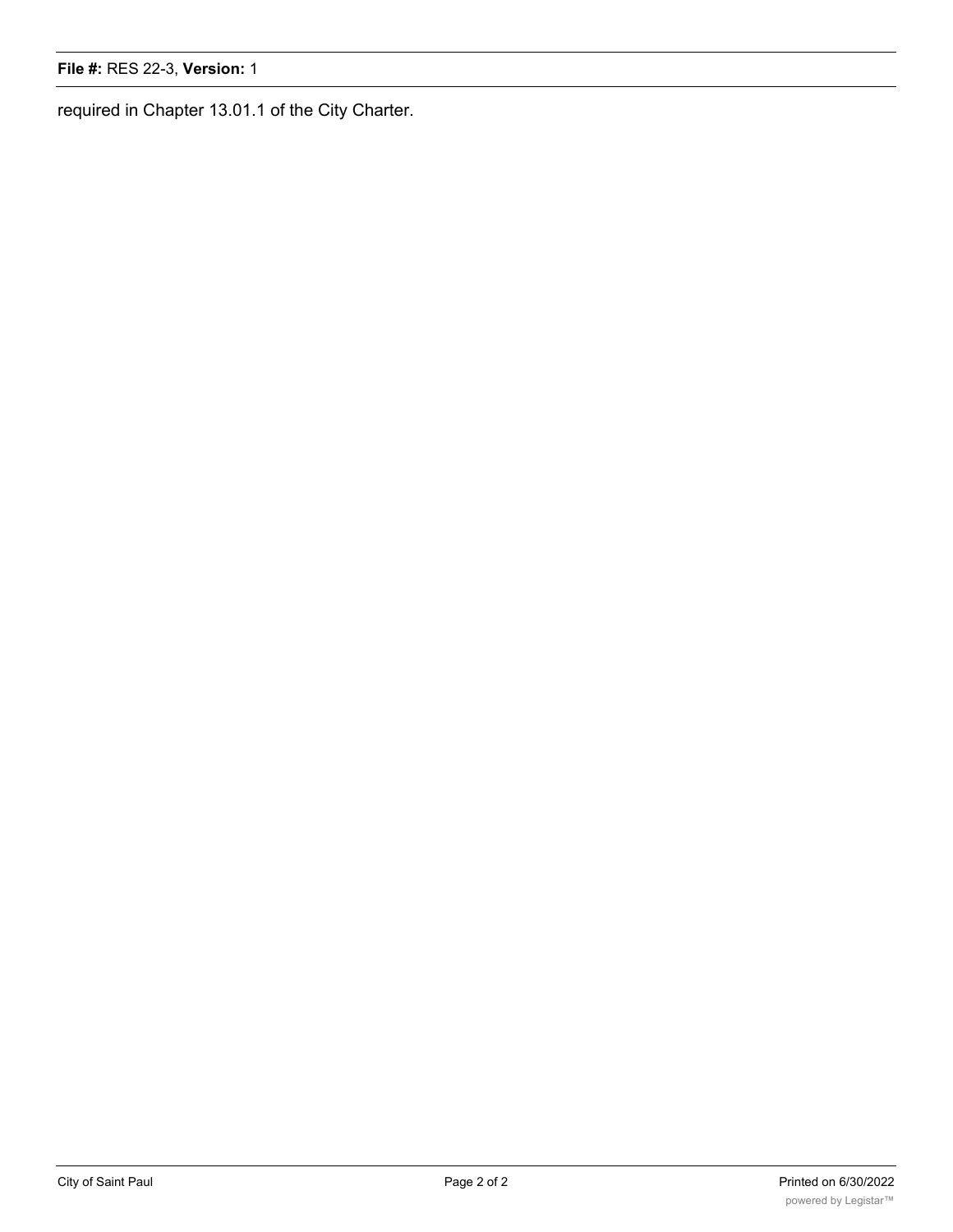required in Chapter 13.01.1 of the City Charter.